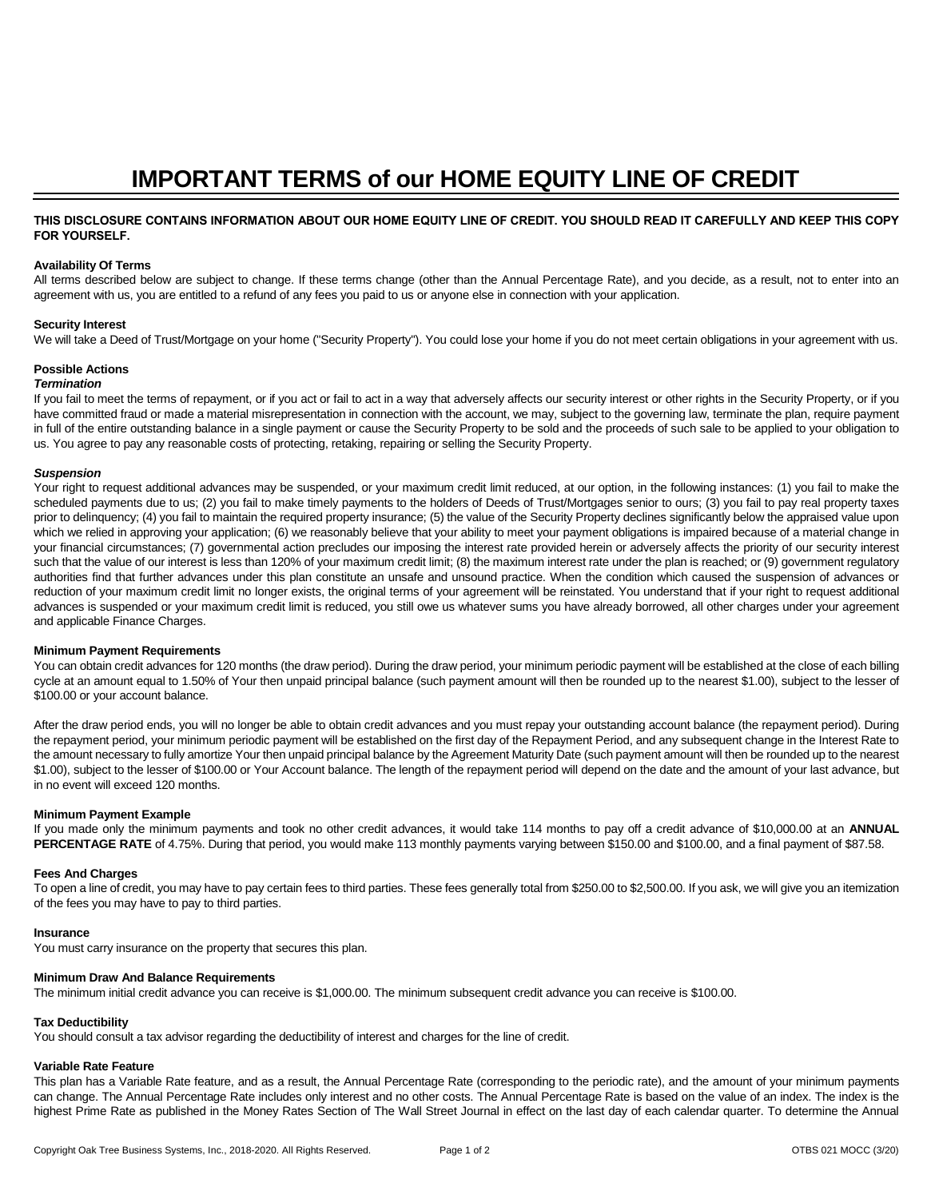# IMPORTANT TERMS of our HOME EQUITY LINE OF CREDIT

**THIS DISCLOSURE CONTAINS INFORMATION ABOUT OUR HOME EQUITY LINE OF CREDIT. YOU SHOULD READ IT CAREFULLY AND KEEP THIS COPY FOR YOURSELF.**

**Availability Of Terms**

All terms described below are subject to change. If these terms change (other than the Annual Percentage Rate), and you decide, as a result, not to enter into an agreement with us, you are entitled to a refund of any fees you paid to us or anyone else in connection with your application.

**Security Interest**

We will take a Deed of Trust/Mortgage on your home ("Security Property"). You could lose your home if you do not meet certain obligations in your agreement with us.

**Possible Actions**

***Termination***

If you fail to meet the terms of repayment, or if you act or fail to act in a way that adversely affects our security interest or other rights in the Security Property, or if you have committed fraud or made a material misrepresentation in connection with the account, we may, subject to the governing law, terminate the plan, require payment in full of the entire outstanding balance in a single payment or cause the Security Property to be sold and the proceeds of such sale to be applied to your obligation to us. You agree to pay any reasonable costs of protecting, retaking, repairing or selling the Security Property.

***Suspension***

Your right to request additional advances may be suspended, or your maximum credit limit reduced, at our option, in the following instances: (1) you fail to make the scheduled payments due to us; (2) you fail to make timely payments to the holders of Deeds of Trust/Mortgages senior to ours; (3) you fail to pay real property taxes prior to delinquency; (4) you fail to maintain the required property insurance; (5) the value of the Security Property declines significantly below the appraised value upon which we relied in approving your application; (6) we reasonably believe that your ability to meet your payment obligations is impaired because of a material change in your financial circumstances; (7) governmental action precludes our imposing the interest rate provided herein or adversely affects the priority of our security interest such that the value of our interest is less than 120% of your maximum credit limit; (8) the maximum interest rate under the plan is reached; or (9) government regulatory authorities find that further advances under this plan constitute an unsafe and unsound practice. When the condition which caused the suspension of advances or reduction of your maximum credit limit no longer exists, the original terms of your agreement will be reinstated. You understand that if your right to request additional advances is suspended or your maximum credit limit is reduced, you still owe us whatever sums you have already borrowed, all other charges under your agreement and applicable Finance Charges.

**Minimum Payment Requirements**

You can obtain credit advances for 120 months (the draw period). During the draw period, your minimum periodic payment will be established at the close of each billing cycle at an amount equal to 1.50% of Your then unpaid principal balance (such payment amount will then be rounded up to the nearest $1.00), subject to the lesser of $100.00 or your account balance.

After the draw period ends, you will no longer be able to obtain credit advances and you must repay your outstanding account balance (the repayment period). During the repayment period, your minimum periodic payment will be established on the first day of the Repayment Period, and any subsequent change in the Interest Rate to the amount necessary to fully amortize Your then unpaid principal balance by the Agreement Maturity Date (such payment amount will then be rounded up to the nearest $1.00), subject to the lesser of $100.00 or Your Account balance. The length of the repayment period will depend on the date and the amount of your last advance, but in no event will exceed 120 months.

**Minimum Payment Example**

If you made only the minimum payments and took no other credit advances, it would take 114 months to pay off a credit advance of $10,000.00 at an **ANNUAL PERCENTAGE RATE** of 4.75%. During that period, you would make 113 monthly payments varying between $150.00 and $100.00, and a final payment of $87.58.

**Fees And Charges**

To open a line of credit, you may have to pay certain fees to third parties. These fees generally total from $250.00 to $2,500.00. If you ask, we will give you an itemization of the fees you may have to pay to third parties.

**Insurance**

You must carry insurance on the property that secures this plan.

**Minimum Draw And Balance Requirements**

The minimum initial credit advance you can receive is $1,000.00. The minimum subsequent credit advance you can receive is $100.00.

**Tax Deductibility**

You should consult a tax advisor regarding the deductibility of interest and charges for the line of credit.

**Variable Rate Feature**

This plan has a Variable Rate feature, and as a result, the Annual Percentage Rate (corresponding to the periodic rate), and the amount of your minimum payments can change. The Annual Percentage Rate includes only interest and no other costs. The Annual Percentage Rate is based on the value of an index. The index is the highest Prime Rate as published in the Money Rates Section of The Wall Street Journal in effect on the last day of each calendar quarter. To determine the Annual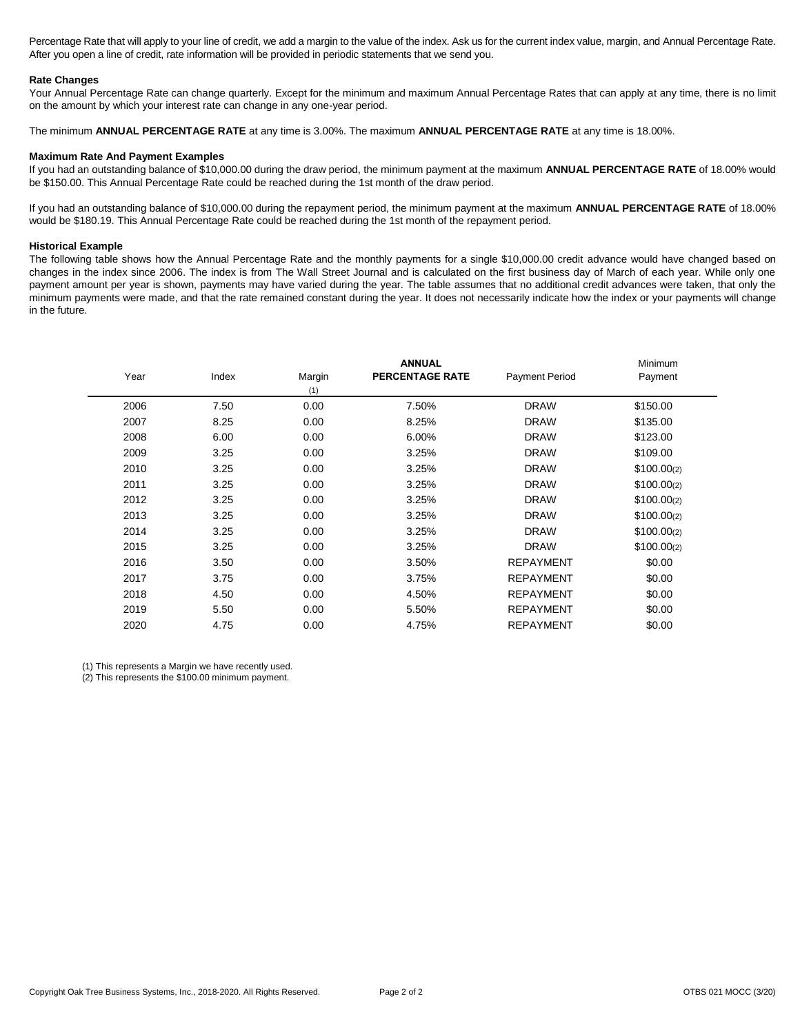Percentage Rate that will apply to your line of credit, we add a margin to the value of the index. Ask us for the current index value, margin, and Annual Percentage Rate. After you open a line of credit, rate information will be provided in periodic statements that we send you.

**Rate Changes**

Your Annual Percentage Rate can change quarterly. Except for the minimum and maximum Annual Percentage Rates that can apply at any time, there is no limit on the amount by which your interest rate can change in any one-year period.

The minimum **ANNUAL PERCENTAGE RATE** at any time is 3.00%. The maximum **ANNUAL PERCENTAGE RATE** at any time is 18.00%.

**Maximum Rate And Payment Examples**

If you had an outstanding balance of $10,000.00 during the draw period, the minimum payment at the maximum **ANNUAL PERCENTAGE RATE** of 18.00% would be $150.00. This Annual Percentage Rate could be reached during the 1st month of the draw period.

If you had an outstanding balance of $10,000.00 during the repayment period, the minimum payment at the maximum **ANNUAL PERCENTAGE RATE** of 18.00% would be $180.19. This Annual Percentage Rate could be reached during the 1st month of the repayment period.

**Historical Example**

The following table shows how the Annual Percentage Rate and the monthly payments for a single $10,000.00 credit advance would have changed based on changes in the index since 2006. The index is from The Wall Street Journal and is calculated on the first business day of March of each year. While only one payment amount per year is shown, payments may have varied during the year. The table assumes that no additional credit advances were taken, that only the minimum payments were made, and that the rate remained constant during the year. It does not necessarily indicate how the index or your payments will change in the future.

| Year | Index | Margin (1) | **ANNUAL PERCENTAGE RATE** | Payment Period | Minimum Payment |
|---|---|---|---|---|---|
| 2006 | 7.50 | 0.00 | 7.50% | DRAW | $150.00 |
| 2007 | 8.25 | 0.00 | 8.25% | DRAW | $135.00 |
| 2008 | 6.00 | 0.00 | 6.00% | DRAW | $123.00 |
| 2009 | 3.25 | 0.00 | 3.25% | DRAW | $109.00 |
| 2010 | 3.25 | 0.00 | 3.25% | DRAW | $100.00(2) |
| 2011 | 3.25 | 0.00 | 3.25% | DRAW | $100.00(2) |
| 2012 | 3.25 | 0.00 | 3.25% | DRAW | $100.00(2) |
| 2013 | 3.25 | 0.00 | 3.25% | DRAW | $100.00(2) |
| 2014 | 3.25 | 0.00 | 3.25% | DRAW | $100.00(2) |
| 2015 | 3.25 | 0.00 | 3.25% | DRAW | $100.00(2) |
| 2016 | 3.50 | 0.00 | 3.50% | REPAYMENT | $0.00 |
| 2017 | 3.75 | 0.00 | 3.75% | REPAYMENT | $0.00 |
| 2018 | 4.50 | 0.00 | 4.50% | REPAYMENT | $0.00 |
| 2019 | 5.50 | 0.00 | 5.50% | REPAYMENT | $0.00 |
| 2020 | 4.75 | 0.00 | 4.75% | REPAYMENT | $0.00 |

(1) This represents a Margin we have recently used.

(2) This represents the $100.00 minimum payment.

Copyright Oak Tree Business Systems, Inc., 2018-2020. All Rights Reserved. OTBS 021 MOCC (3/20)